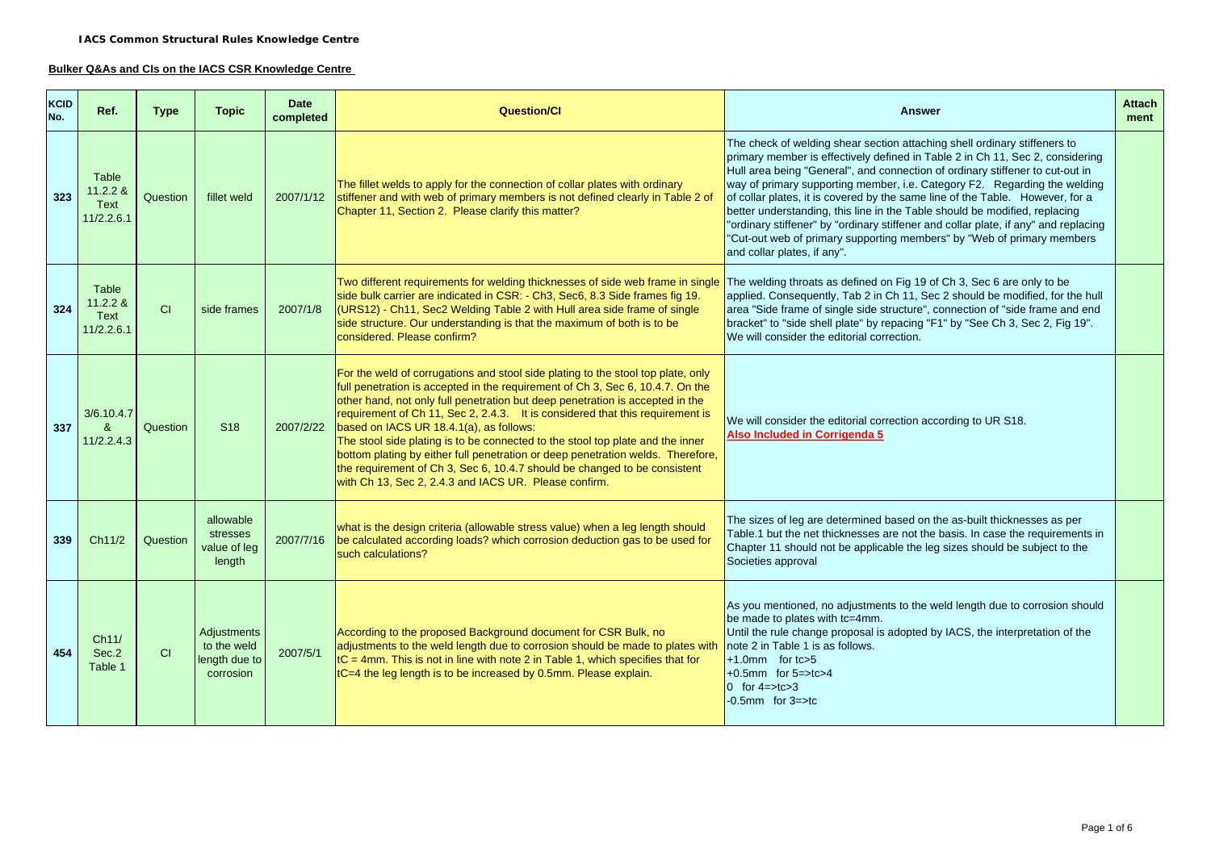**IACS Common Structural Rules Knowledge Centre**

**Bulker Q&As and CIs on the IACS CSR Knowledge Centre**

| KCID No. | Ref. | Type | Topic | Date completed | Question/CI | Answer | Attachment |
|---|---|---|---|---|---|---|---|
| 323 | Table 11.2.2 & Text 11/2.2.6.1 | Question | fillet weld | 2007/1/12 | The fillet welds to apply for the connection of collar plates with ordinary stiffener and with web of primary members is not defined clearly in Table 2 of Chapter 11, Section 2. Please clarify this matter? | The check of welding shear section attaching shell ordinary stiffeners to primary member is effectively defined in Table 2 in Ch 11, Sec 2, considering Hull area being "General", and connection of ordinary stiffener to cut-out in way of primary supporting member, i.e. Category F2. Regarding the welding of collar plates, it is covered by the same line of the Table. However, for a better understanding, this line in the Table should be modified, replacing "ordinary stiffener" by "ordinary stiffener and collar plate, if any" and replacing "Cut-out web of primary supporting members" by "Web of primary members and collar plates, if any". | |
| 324 | Table 11.2.2 & Text 11/2.2.6.1 | CI | side frames | 2007/1/8 | Two different requirements for welding thicknesses of side web frame in single side bulk carrier are indicated in CSR: - Ch3, Sec6, 8.3 Side frames fig 19. (URS12) - Ch11, Sec2 Welding Table 2 with Hull area side frame of single side structure. Our understanding is that the maximum of both is to be considered. Please confirm? | The welding throats as defined on Fig 19 of Ch 3, Sec 6 are only to be applied. Consequently, Tab 2 in Ch 11, Sec 2 should be modified, for the hull area "Side frame of single side structure", connection of "side frame and end bracket" to "side shell plate" by repacing "F1" by "See Ch 3, Sec 2, Fig 19". We will consider the editorial correction. | |
| 337 | 3/6.10.4.7 & 11/2.2.4.3 | Question | S18 | 2007/2/22 | For the weld of corrugations and stool side plating to the stool top plate, only full penetration is accepted in the requirement of Ch 3, Sec 6, 10.4.7. On the other hand, not only full penetration but deep penetration is accepted in the requirement of Ch 11, Sec 2, 2.4.3. It is considered that this requirement is based on IACS UR 18.4.1(a), as follows:<br>The stool side plating is to be connected to the stool top plate and the inner bottom plating by either full penetration or deep penetration welds. Therefore, the requirement of Ch 3, Sec 6, 10.4.7 should be changed to be consistent with Ch 13, Sec 2, 2.4.3 and IACS UR. Please confirm. | We will consider the editorial correction according to UR S18.<br>**Also Included in Corrigenda 5** | |
| 339 | Ch11/2 | Question | allowable stresses value of leg length | 2007/7/16 | what is the design criteria (allowable stress value) when a leg length should be calculated according loads? which corrosion deduction gas to be used for such calculations? | The sizes of leg are determined based on the as-built thicknesses as per Table.1 but the net thicknesses are not the basis. In case the requirements in Chapter 11 should not be applicable the leg sizes should be subject to the Societies approval | |
| 454 | Ch11/ Sec.2 Table 1 | CI | Adjustments to the weld length due to corrosion | 2007/5/1 | According to the proposed Background document for CSR Bulk, no adjustments to the weld length due to corrosion should be made to plates with tC = 4mm. This is not in line with note 2 in Table 1, which specifies that for tC=4 the leg length is to be increased by 0.5mm. Please explain. | As you mentioned, no adjustments to the weld length due to corrosion should be made to plates with tc=4mm.<br>Until the rule change proposal is adopted by IACS, the interpretation of the note 2 in Table 1 is as follows.<br>+1.0mm for tc>5<br>+0.5mm for 5=>tc>4<br>0 for 4=>tc>3<br>-0.5mm for 3=>tc | |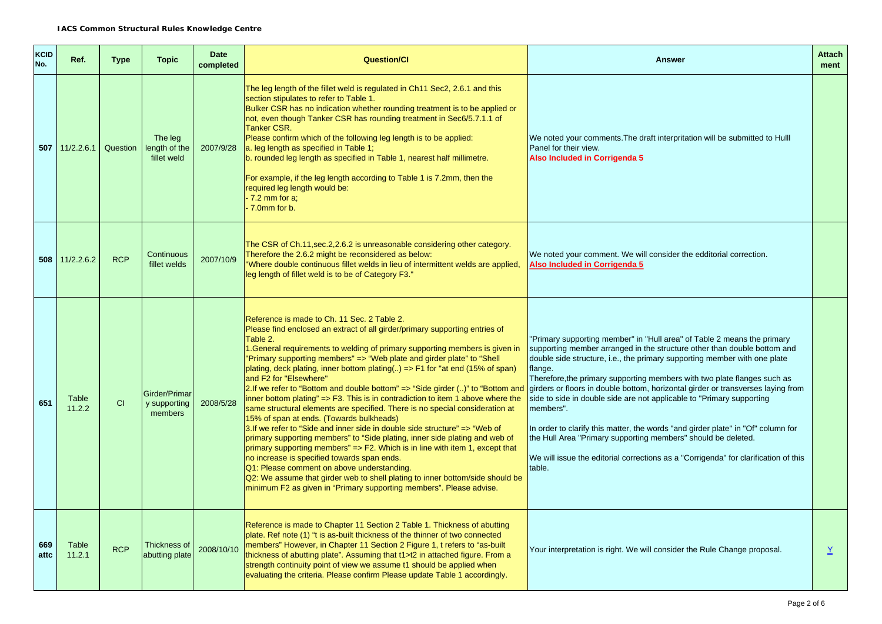**IACS Common Structural Rules Knowledge Centre**

| KCID No. | Ref. | Type | Topic | Date completed | Question/CI | Answer | Attach ment |
|---|---|---|---|---|---|---|---|
| 507 | 11/2.2.6.1 | Question | The leg length of the fillet weld | 2007/9/28 | The leg length of the fillet weld is regulated in Ch11 Sec2, 2.6.1 and this section stipulates to refer to Table 1.<br>Bulker CSR has no indication whether rounding treatment is to be applied or not, even though Tanker CSR has rounding treatment in Sec6/5.7.1.1 of Tanker CSR.<br>Please confirm which of the following leg length is to be applied:<br>a. leg length as specified in Table 1;<br>b. rounded leg length as specified in Table 1, nearest half millimetre.<br><br>For example, if the leg length according to Table 1 is 7.2mm, then the required leg length would be:<br>- 7.2 mm for a;<br>- 7.0mm for b. | We noted your comments.The draft interpritation will be submitted to Hulll Panel for their view.<br>**Also Included in Corrigenda 5** | |
| 508 | 11/2.2.6.2 | RCP | Continuous fillet welds | 2007/10/9 | The CSR of Ch.11,sec.2,2.6.2 is unreasonable considering other category. Therefore the 2.6.2 might be reconsidered as below:<br>"Where double continuous fillet welds in lieu of intermittent welds are applied, leg length of fillet weld is to be of Category F3." | We noted your comment. We will consider the edditorial correction.<br>**Also Included in Corrigenda 5** | |
| 651 | Table 11.2.2 | CI | Girder/Primary supporting members | 2008/5/28 | Reference is made to Ch. 11 Sec. 2 Table 2.<br>Please find enclosed an extract of all girder/primary supporting entries of Table 2.<br>1.General requirements to welding of primary supporting members is given in "Primary supporting members" => "Web plate and girder plate" to "Shell plating, deck plating, inner bottom plating(..) => F1 for "at end (15% of span) and F2 for "Elsewhere"<br>2.If we refer to "Bottom and double bottom" => "Side girder (..)" to "Bottom and inner bottom plating" => F3. This is in contradiction to item 1 above where the same structural elements are specified. There is no special consideration at 15% of span at ends. (Towards bulkheads)<br>3.If we refer to "Side and inner side in double side structure" => "Web of primary supporting members" to "Side plating, inner side plating and web of primary supporting members" => F2. Which is in line with item 1, except that no increase is specified towards span ends.<br>Q1: Please comment on above understanding.<br>Q2: We assume that girder web to shell plating to inner bottom/side should be minimum F2 as given in "Primary supporting members". Please advise. | "Primary supporting member" in "Hull area" of Table 2 means the primary supporting member arranged in the structure other than double bottom and double side structure, i.e., the primary supporting member with one plate flange.<br>Therefore,the primary supporting members with two plate flanges such as girders or floors in double bottom, horizontal girder or transverses laying from side to side in double side are not applicable to "Primary supporting members".<br><br>In order to clarify this matter, the words "and girder plate" in "Of" column for the Hull Area "Primary supporting members" should be deleted.<br><br>We will issue the editorial corrections as a "Corrigenda" for clarification of this table. | |
| 669 attc | Table 11.2.1 | RCP | Thickness of abutting plate | 2008/10/10 | Reference is made to Chapter 11 Section 2 Table 1. Thickness of abutting plate. Ref note (1) "t is as-built thickness of the thinner of two connected members" However, in Chapter 11 Section 2 Figure 1, t refers to "as-built thickness of abutting plate". Assuming that t1>t2 in attached figure. From a strength continuity point of view we assume t1 should be applied when evaluating the criteria. Please confirm Please update Table 1 accordingly. | Your interpretation is right. We will consider the Rule Change proposal. | Y |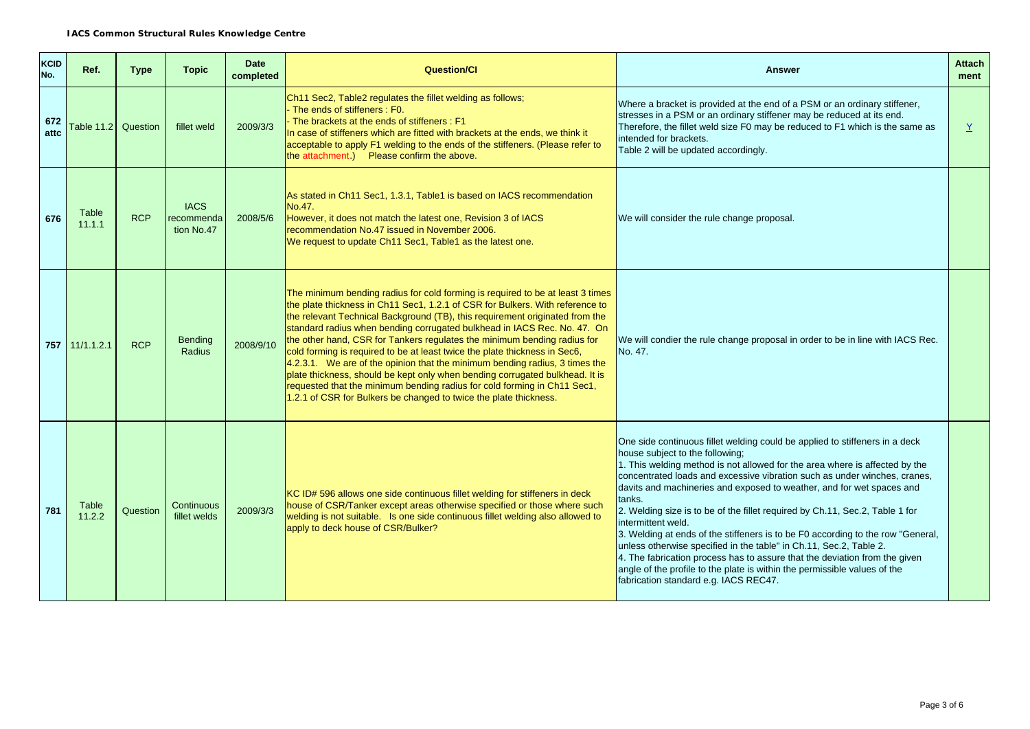**IACS Common Structural Rules Knowledge Centre**

| KCID No. | Ref. | Type | Topic | Date completed | Question/CI | Answer | Attach ment |
|---|---|---|---|---|---|---|---|
| 672 attc | Table 11.2 | Question | fillet weld | 2009/3/3 | Ch11 Sec2, Table2 regulates the fillet welding as follows;<br>- The ends of stiffeners : F0.<br>- The brackets at the ends of stiffeners : F1<br>In case of stiffeners which are fitted with brackets at the ends, we think it acceptable to apply F1 welding to the ends of the stiffeners. (Please refer to the attachment.) Please confirm the above. | Where a bracket is provided at the end of a PSM or an ordinary stiffener, stresses in a PSM or an ordinary stiffener may be reduced at its end. Therefore, the fillet weld size F0 may be reduced to F1 which is the same as intended for brackets.<br>Table 2 will be updated accordingly. | Y |
| 676 | Table 11.1.1 | RCP | IACS recommendation No.47 | 2008/5/6 | As stated in Ch11 Sec1, 1.3.1, Table1 is based on IACS recommendation No.47.<br>However, it does not match the latest one, Revision 3 of IACS recommendation No.47 issued in November 2006.<br>We request to update Ch11 Sec1, Table1 as the latest one. | We will consider the rule change proposal. | |
| 757 | 11/1.1.2.1 | RCP | Bending Radius | 2008/9/10 | The minimum bending radius for cold forming is required to be at least 3 times the plate thickness in Ch11 Sec1, 1.2.1 of CSR for Bulkers. With reference to the relevant Technical Background (TB), this requirement originated from the standard radius when bending corrugated bulkhead in IACS Rec. No. 47. On the other hand, CSR for Tankers regulates the minimum bending radius for cold forming is required to be at least twice the plate thickness in Sec6, 4.2.3.1. We are of the opinion that the minimum bending radius, 3 times the plate thickness, should be kept only when bending corrugated bulkhead. It is requested that the minimum bending radius for cold forming in Ch11 Sec1, 1.2.1 of CSR for Bulkers be changed to twice the plate thickness. | We will condier the rule change proposal in order to be in line with IACS Rec. No. 47. | |
| 781 | Table 11.2.2 | Question | Continuous fillet welds | 2009/3/3 | KC ID# 596 allows one side continuous fillet welding for stiffeners in deck house of CSR/Tanker except areas otherwise specified or those where such welding is not suitable. Is one side continuous fillet welding also allowed to apply to deck house of CSR/Bulker? | One side continuous fillet welding could be applied to stiffeners in a deck house subject to the following;<br>1. This welding method is not allowed for the area where is affected by the concentrated loads and excessive vibration such as under winches, cranes, davits and machineries and exposed to weather, and for wet spaces and tanks.<br>2. Welding size is to be of the fillet required by Ch.11, Sec.2, Table 1 for intermittent weld.<br>3. Welding at ends of the stiffeners is to be F0 according to the row "General, unless otherwise specified in the table" in Ch.11, Sec.2, Table 2.<br>4. The fabrication process has to assure that the deviation from the given angle of the profile to the plate is within the permissible values of the fabrication standard e.g. IACS REC47. | |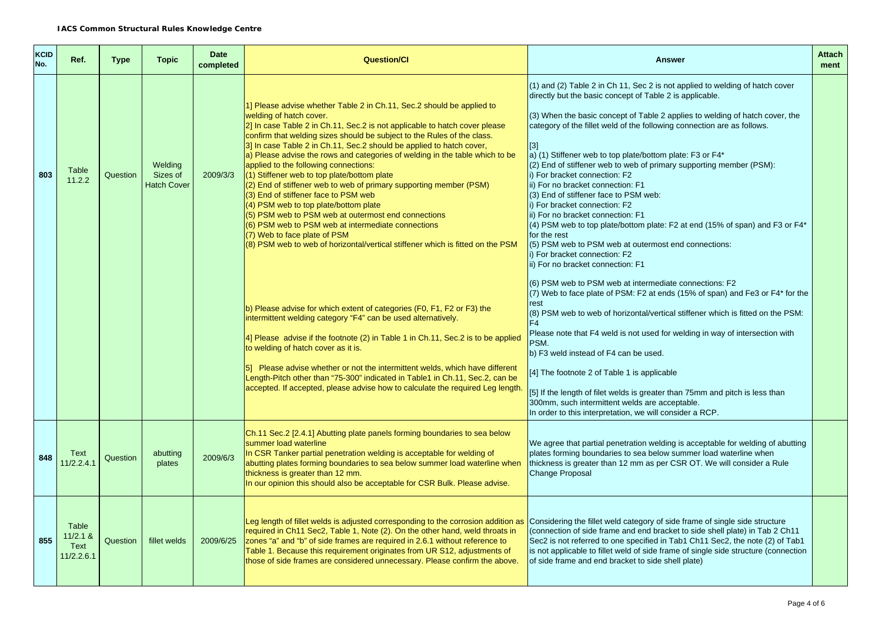**IACS Common Structural Rules Knowledge Centre**

| KCID No. | Ref. | Type | Topic | Date completed | Question/CI | Answer | Attachment |
|---|---|---|---|---|---|---|---|
| 803 | Table 11.2.2 | Question | Welding Sizes of Hatch Cover | 2009/3/3 | 1] Please advise whether Table 2 in Ch.11, Sec.2 should be applied to welding of hatch cover.<br>2] In case Table 2 in Ch.11, Sec.2 is not applicable to hatch cover please confirm that welding sizes should be subject to the Rules of the class.<br>3] In case Table 2 in Ch.11, Sec.2 should be applied to hatch cover,<br>a) Please advise the rows and categories of welding in the table which to be applied to the following connections:<br>(1) Stiffener web to top plate/bottom plate<br>(2) End of stiffener web to web of primary supporting member (PSM)<br>(3) End of stiffener face to PSM web<br>(4) PSM web to top plate/bottom plate<br>(5) PSM web to PSM web at outermost end connections<br>(6) PSM web to PSM web at intermediate connections<br>(7) Web to face plate of PSM<br>(8) PSM web to web of horizontal/vertical stiffener which is fitted on the PSM<br><br>b) Please advise for which extent of categories (F0, F1, F2 or F3) the intermittent welding category "F4" can be used alternatively.<br><br>4] Please advise if the footnote (2) in Table 1 in Ch.11, Sec.2 is to be applied to welding of hatch cover as it is.<br><br>5] Please advise whether or not the intermittent welds, which have different Length-Pitch other than "75-300" indicated in Table1 in Ch.11, Sec.2, can be accepted. If accepted, please advise how to calculate the required Leg length. | (1) and (2) Table 2 in Ch 11, Sec 2 is not applied to welding of hatch cover directly but the basic concept of Table 2 is applicable.<br><br>(3) When the basic concept of Table 2 applies to welding of hatch cover, the category of the fillet weld of the following connection are as follows.<br><br>[3]<br>a) (1) Stiffener web to top plate/bottom plate: F3 or F4*<br>(2) End of stiffener web to web of primary supporting member (PSM):<br>i) For bracket connection: F2<br>ii) For no bracket connection: F1<br>(3) End of stiffener face to PSM web:<br>i) For bracket connection: F2<br>ii) For no bracket connection: F1<br>(4) PSM web to top plate/bottom plate: F2 at end (15% of span) and F3 or F4* for the rest<br>(5) PSM web to PSM web at outermost end connections:<br>i) For bracket connection: F2<br>ii) For no bracket connection: F1<br><br>(6) PSM web to PSM web at intermediate connections: F2<br>(7) Web to face plate of PSM: F2 at ends (15% of span) and Fe3 or F4* for the rest<br>(8) PSM web to web of horizontal/vertical stiffener which is fitted on the PSM: F4<br>Please note that F4 weld is not used for welding in way of intersection with PSM.<br>b) F3 weld instead of F4 can be used.<br><br>[4] The footnote 2 of Table 1 is applicable<br><br>[5] If the length of filet welds is greater than 75mm and pitch is less than 300mm, such intermittent welds are acceptable.<br>In order to this interpretation, we will consider a RCP. | |
| 848 | Text 11/2.2.4.1 | Question | abutting plates | 2009/6/3 | Ch.11 Sec.2 [2.4.1] Abutting plate panels forming boundaries to sea below summer load waterline<br>In CSR Tanker partial penetration welding is acceptable for welding of abutting plates forming boundaries to sea below summer load waterline when thickness is greater than 12 mm.<br>In our opinion this should also be acceptable for CSR Bulk. Please advise. | We agree that partial penetration welding is acceptable for welding of abutting plates forming boundaries to sea below summer load waterline when thickness is greater than 12 mm as per CSR OT. We will consider a Rule Change Proposal | |
| 855 | Table 11/2.1 & Text 11/2.2.6.1 | Question | fillet welds | 2009/6/25 | Leg length of fillet welds is adjusted corresponding to the corrosion addition as required in Ch11 Sec2, Table 1, Note (2). On the other hand, weld throats in zones "a" and "b" of side frames are required in 2.6.1 without reference to Table 1. Because this requirement originates from UR S12, adjustments of those of side frames are considered unnecessary. Please confirm the above. | Considering the fillet weld category of side frame of single side structure (connection of side frame and end bracket to side shell plate) in Tab 2 Ch11 Sec2 is not referred to one specified in Tab1 Ch11 Sec2, the note (2) of Tab1 is not applicable to fillet weld of side frame of single side structure (connection of side frame and end bracket to side shell plate) | |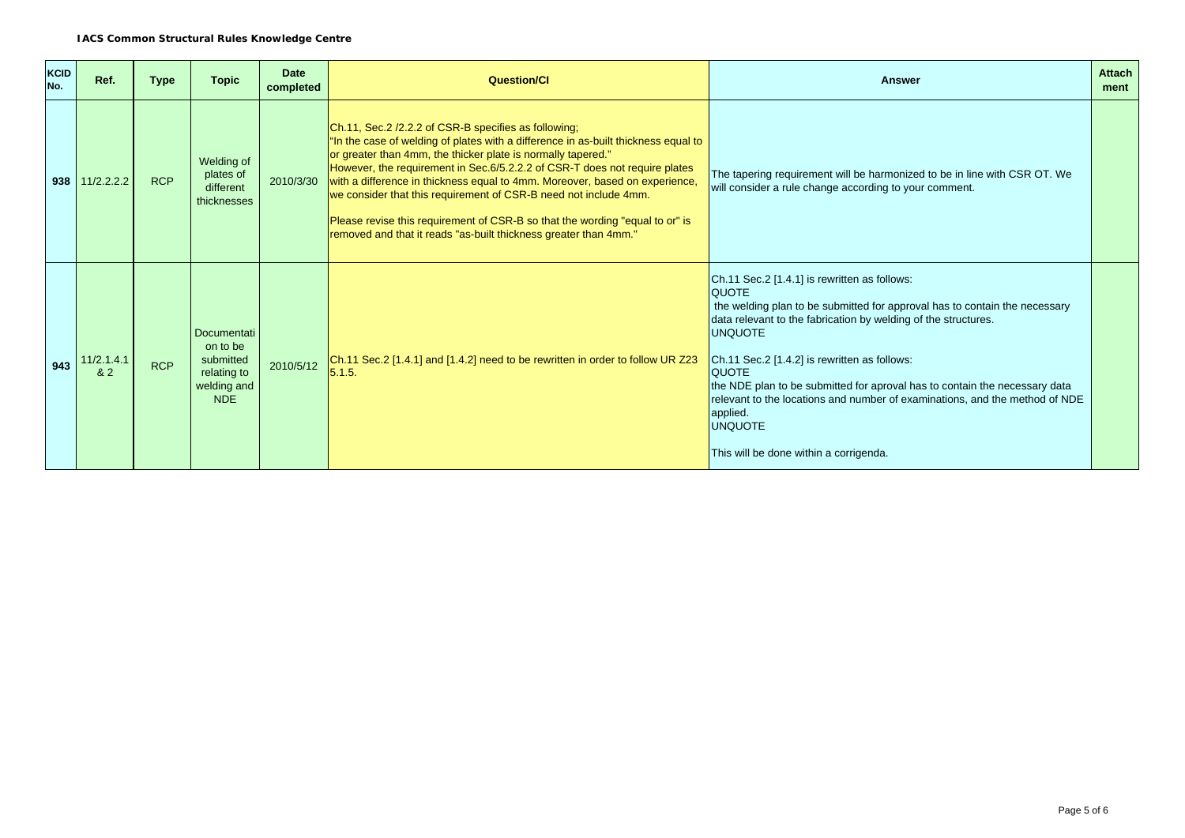| KCID No. | Ref. | Type | Topic | Date completed | Question/CI | Answer | Attachment |
|---|---|---|---|---|---|---|---|
| 938 | 11/2.2.2.2 | RCP | Welding of plates of different thicknesses | 2010/3/30 | Ch.11, Sec.2 /2.2.2 of CSR-B specifies as following;<br>"In the case of welding of plates with a difference in as-built thickness equal to or greater than 4mm, the thicker plate is normally tapered."<br>However, the requirement in Sec.6/5.2.2.2 of CSR-T does not require plates with a difference in thickness equal to 4mm. Moreover, based on experience, we consider that this requirement of CSR-B need not include 4mm.<br><br>Please revise this requirement of CSR-B so that the wording "equal to or" is removed and that it reads "as-built thickness greater than 4mm." | The tapering requirement will be harmonized to be in line with CSR OT. We will consider a rule change according to your comment. | |
| 943 | 11/2.1.4.1 & 2 | RCP | Documentation to be submitted relating to welding and NDE | 2010/5/12 | Ch.11 Sec.2 [1.4.1] and [1.4.2] need to be rewritten in order to follow UR Z23 5.1.5. | Ch.11 Sec.2 [1.4.1] is rewritten as follows:<br>QUOTE<br>the welding plan to be submitted for approval has to contain the necessary data relevant to the fabrication by welding of the structures.<br>UNQUOTE<br><br>Ch.11 Sec.2 [1.4.2] is rewritten as follows:<br>QUOTE<br>the NDE plan to be submitted for aproval has to contain the necessary data relevant to the locations and number of examinations, and the method of NDE applied.<br>UNQUOTE<br><br>This will be done within a corrigenda. | |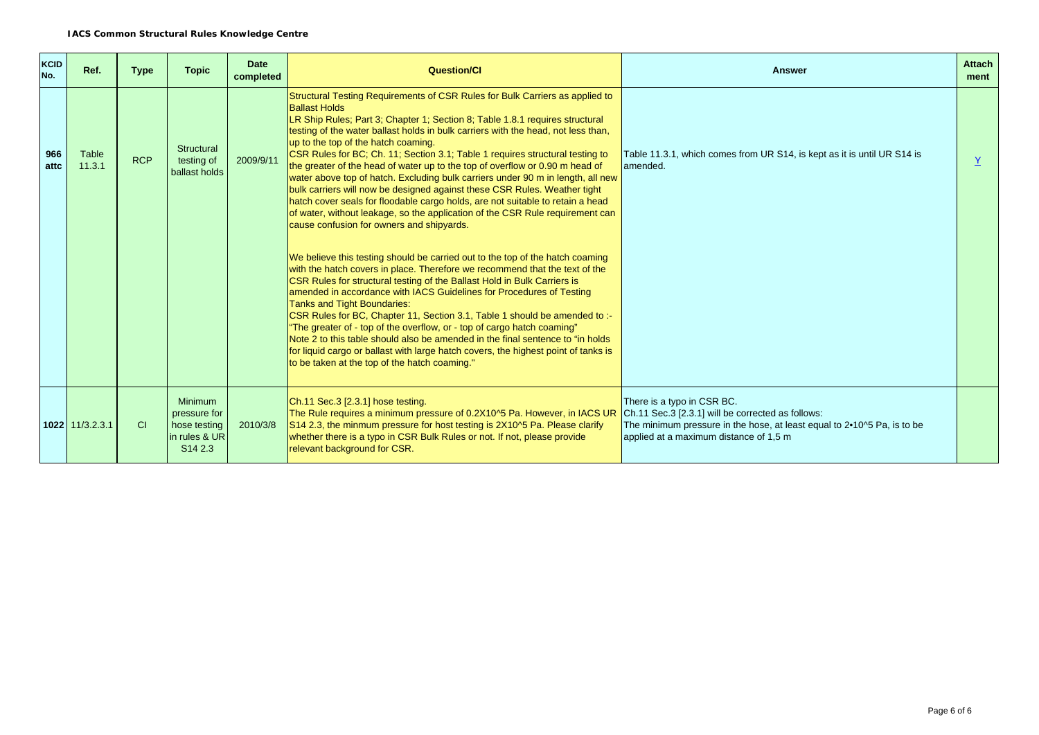**IACS Common Structural Rules Knowledge Centre**

| KCID No. | Ref. | Type | Topic | Date completed | Question/CI | Answer | Attach ment |
|---|---|---|---|---|---|---|---|
| 966 attc | Table 11.3.1 | RCP | Structural testing of ballast holds | 2009/9/11 | Structural Testing Requirements of CSR Rules for Bulk Carriers as applied to Ballast Holds<br>LR Ship Rules; Part 3; Chapter 1; Section 8; Table 1.8.1 requires structural testing of the water ballast holds in bulk carriers with the head, not less than, up to the top of the hatch coaming.<br>CSR Rules for BC; Ch. 11; Section 3.1; Table 1 requires structural testing to the greater of the head of water up to the top of overflow or 0.90 m head of water above top of hatch. Excluding bulk carriers under 90 m in length, all new bulk carriers will now be designed against these CSR Rules. Weather tight hatch cover seals for floodable cargo holds, are not suitable to retain a head of water, without leakage, so the application of the CSR Rule requirement can cause confusion for owners and shipyards.<br><br>We believe this testing should be carried out to the top of the hatch coaming with the hatch covers in place. Therefore we recommend that the text of the CSR Rules for structural testing of the Ballast Hold in Bulk Carriers is amended in accordance with IACS Guidelines for Procedures of Testing Tanks and Tight Boundaries:<br>CSR Rules for BC, Chapter 11, Section 3.1, Table 1 should be amended to :- "The greater of - top of the overflow, or - top of cargo hatch coaming"<br>Note 2 to this table should also be amended in the final sentence to "in holds for liquid cargo or ballast with large hatch covers, the highest point of tanks is to be taken at the top of the hatch coaming." | Table 11.3.1, which comes from UR S14, is kept as it is until UR S14 is amended. | Y |
| 1022 | 11/3.2.3.1 | CI | Minimum pressure for hose testing in rules & UR S14 2.3 | 2010/3/8 | Ch.11 Sec.3 [2.3.1] hose testing.<br>The Rule requires a minimum pressure of 0.2X10^5 Pa. However, in IACS UR S14 2.3, the minmum pressure for host testing is 2X10^5 Pa. Please clarify whether there is a typo in CSR Bulk Rules or not. If not, please provide relevant background for CSR. | There is a typo in CSR BC.<br>Ch.11 Sec.3 [2.3.1] will be corrected as follows:<br>The minimum pressure in the hose, at least equal to 2•10^5 Pa, is to be applied at a maximum distance of 1,5 m | |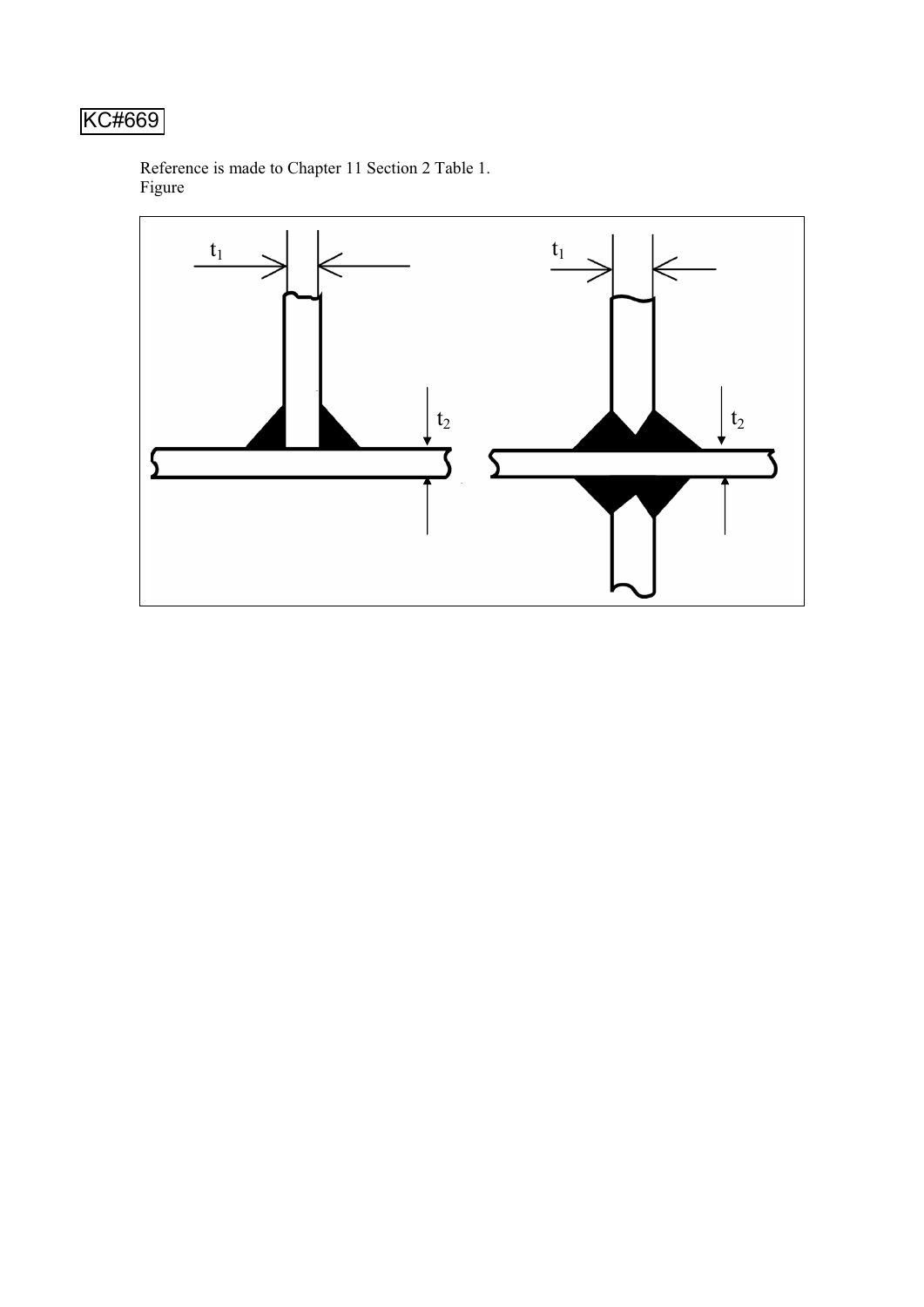KC#669

Reference is made to Chapter 11 Section 2 Table 1.
Figure

$t_1$ $t_2$ $t_1$ $t_2$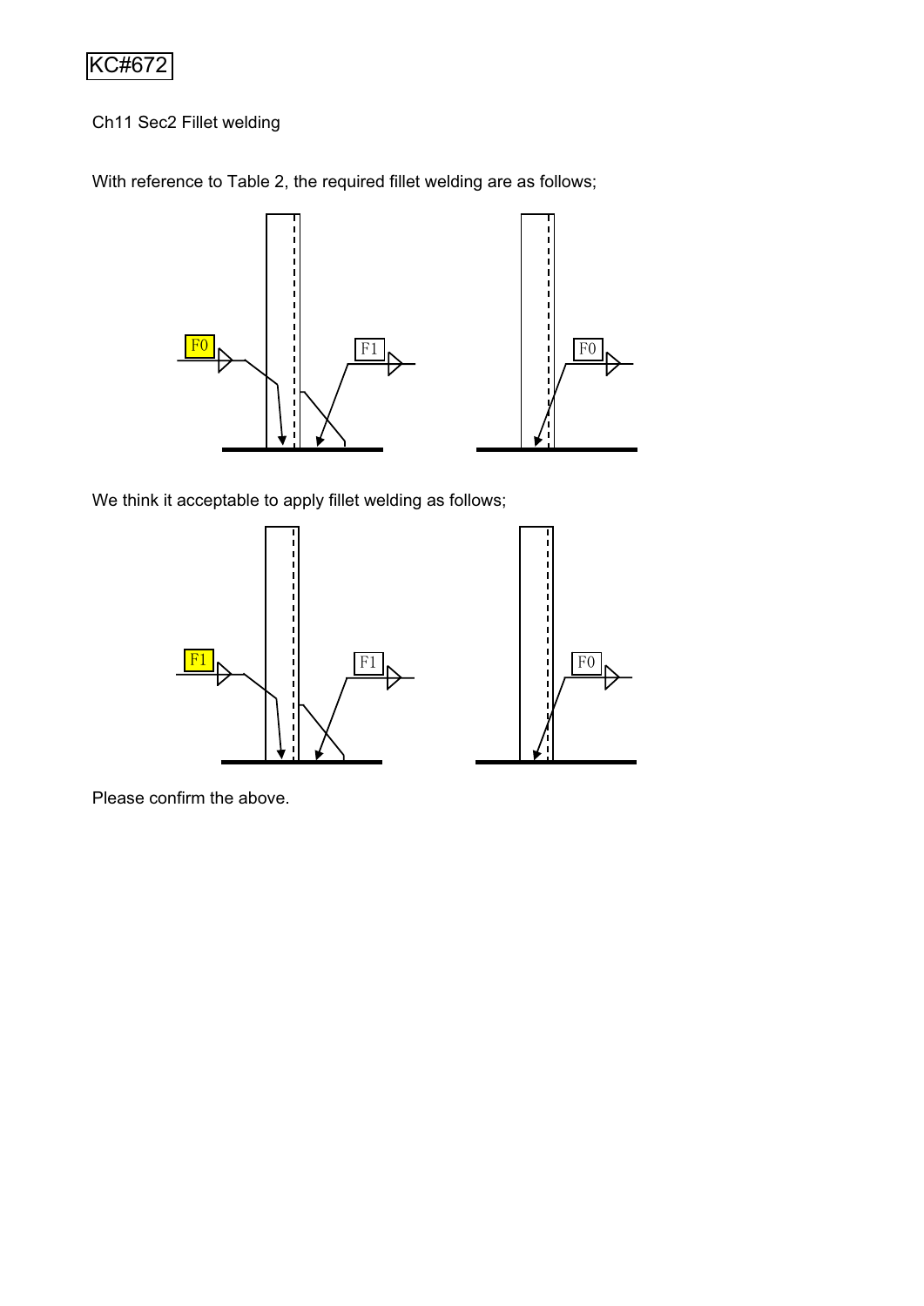KC#672

Ch11 Sec2 Fillet welding

With reference to Table 2, the required fillet welding are as follows;

F0 F1 F0

We think it acceptable to apply fillet welding as follows;

F1 F1 F0

Please confirm the above.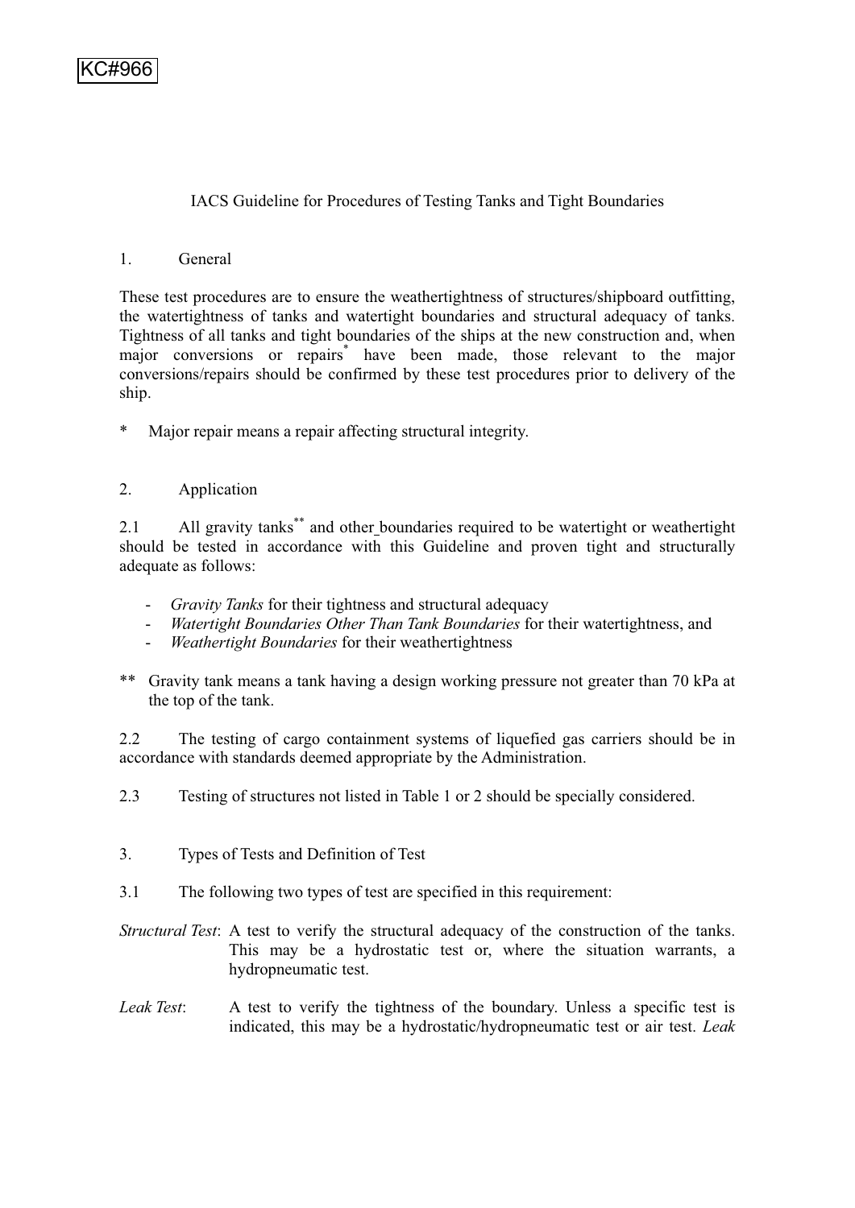KC#966

# IACS Guideline for Procedures of Testing Tanks and Tight Boundaries

## 1. General

These test procedures are to ensure the weathertightness of structures/shipboard outfitting, the watertightness of tanks and watertight boundaries and structural adequacy of tanks. Tightness of all tanks and tight boundaries of the ships at the new construction and, when major conversions or repairs* have been made, those relevant to the major conversions/repairs should be confirmed by these test procedures prior to delivery of the ship.

\* Major repair means a repair affecting structural integrity.

## 2. Application

2.1 All gravity tanks** and other boundaries required to be watertight or weathertight should be tested in accordance with this Guideline and proven tight and structurally adequate as follows:

- *Gravity Tanks* for their tightness and structural adequacy
- *Watertight Boundaries Other Than Tank Boundaries* for their watertightness, and
- *Weathertight Boundaries* for their weathertightness

** Gravity tank means a tank having a design working pressure not greater than 70 kPa at the top of the tank.

2.2 The testing of cargo containment systems of liquefied gas carriers should be in accordance with standards deemed appropriate by the Administration.

2.3 Testing of structures not listed in Table 1 or 2 should be specially considered.

## 3. Types of Tests and Definition of Test

3.1 The following two types of test are specified in this requirement:

*Structural Test*: A test to verify the structural adequacy of the construction of the tanks. This may be a hydrostatic test or, where the situation warrants, a hydropneumatic test.

*Leak Test*: A test to verify the tightness of the boundary. Unless a specific test is indicated, this may be a hydrostatic/hydropneumatic test or air test. *Leak*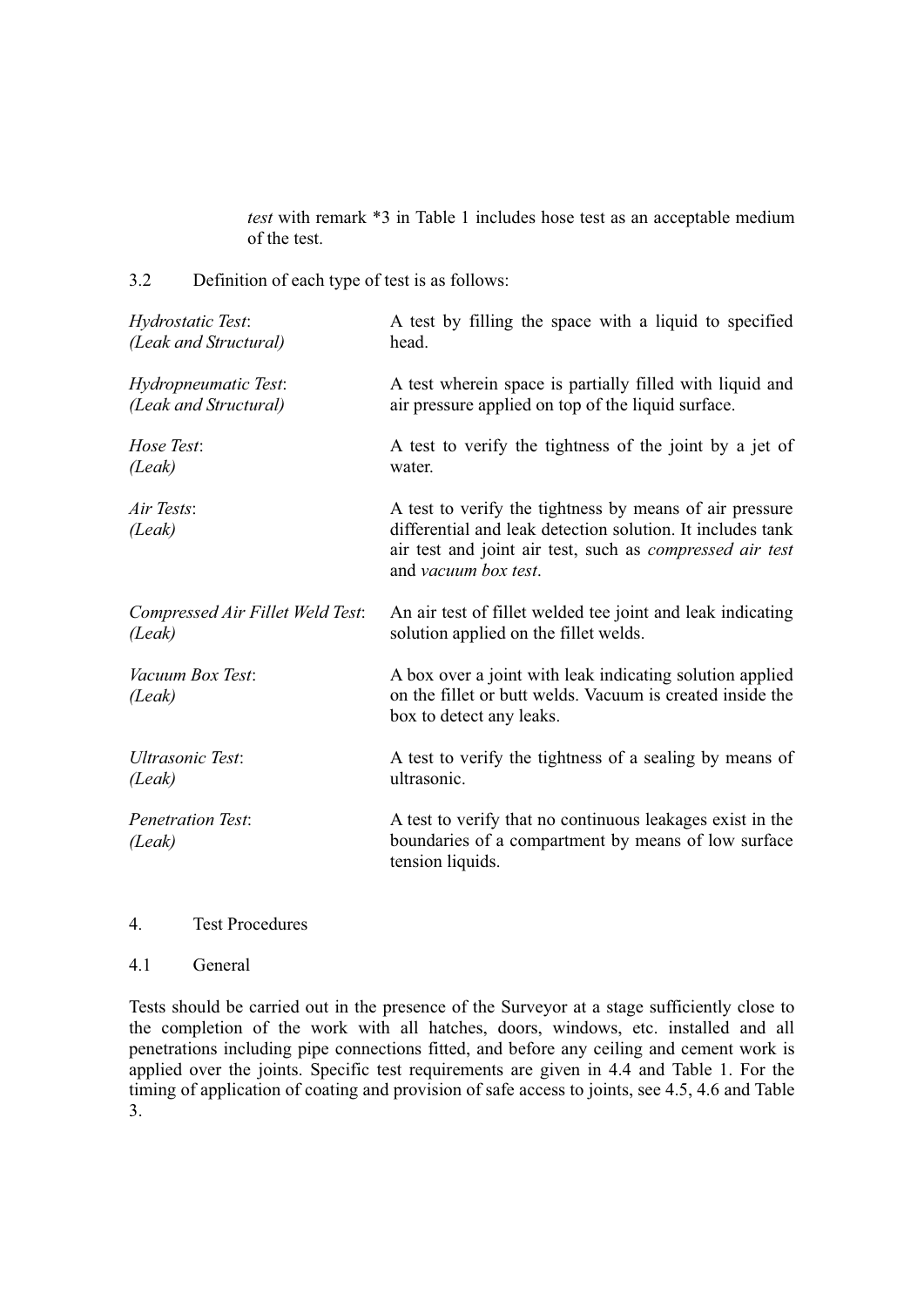*test* with remark *3 in Table 1 includes hose test as an acceptable medium of the test.

3.2 Definition of each type of test is as follows:

| | |
|---|---|
| *Hydrostatic Test*: *(Leak and Structural)* | A test by filling the space with a liquid to specified head. |
| *Hydropneumatic Test*: *(Leak and Structural)* | A test wherein space is partially filled with liquid and air pressure applied on top of the liquid surface. |
| *Hose Test*: *(Leak)* | A test to verify the tightness of the joint by a jet of water. |
| *Air Tests*: *(Leak)* | A test to verify the tightness by means of air pressure differential and leak detection solution. It includes tank air test and joint air test, such as *compressed air test* and *vacuum box test*. |
| *Compressed Air Fillet Weld Test*: *(Leak)* | An air test of fillet welded tee joint and leak indicating solution applied on the fillet welds. |
| *Vacuum Box Test*: *(Leak)* | A box over a joint with leak indicating solution applied on the fillet or butt welds. Vacuum is created inside the box to detect any leaks. |
| *Ultrasonic Test*: *(Leak)* | A test to verify the tightness of a sealing by means of ultrasonic. |
| *Penetration Test*: *(Leak)* | A test to verify that no continuous leakages exist in the boundaries of a compartment by means of low surface tension liquids. |

## 4. Test Procedures

### 4.1 General

Tests should be carried out in the presence of the Surveyor at a stage sufficiently close to the completion of the work with all hatches, doors, windows, etc. installed and all penetrations including pipe connections fitted, and before any ceiling and cement work is applied over the joints. Specific test requirements are given in 4.4 and Table 1. For the timing of application of coating and provision of safe access to joints, see 4.5, 4.6 and Table 3.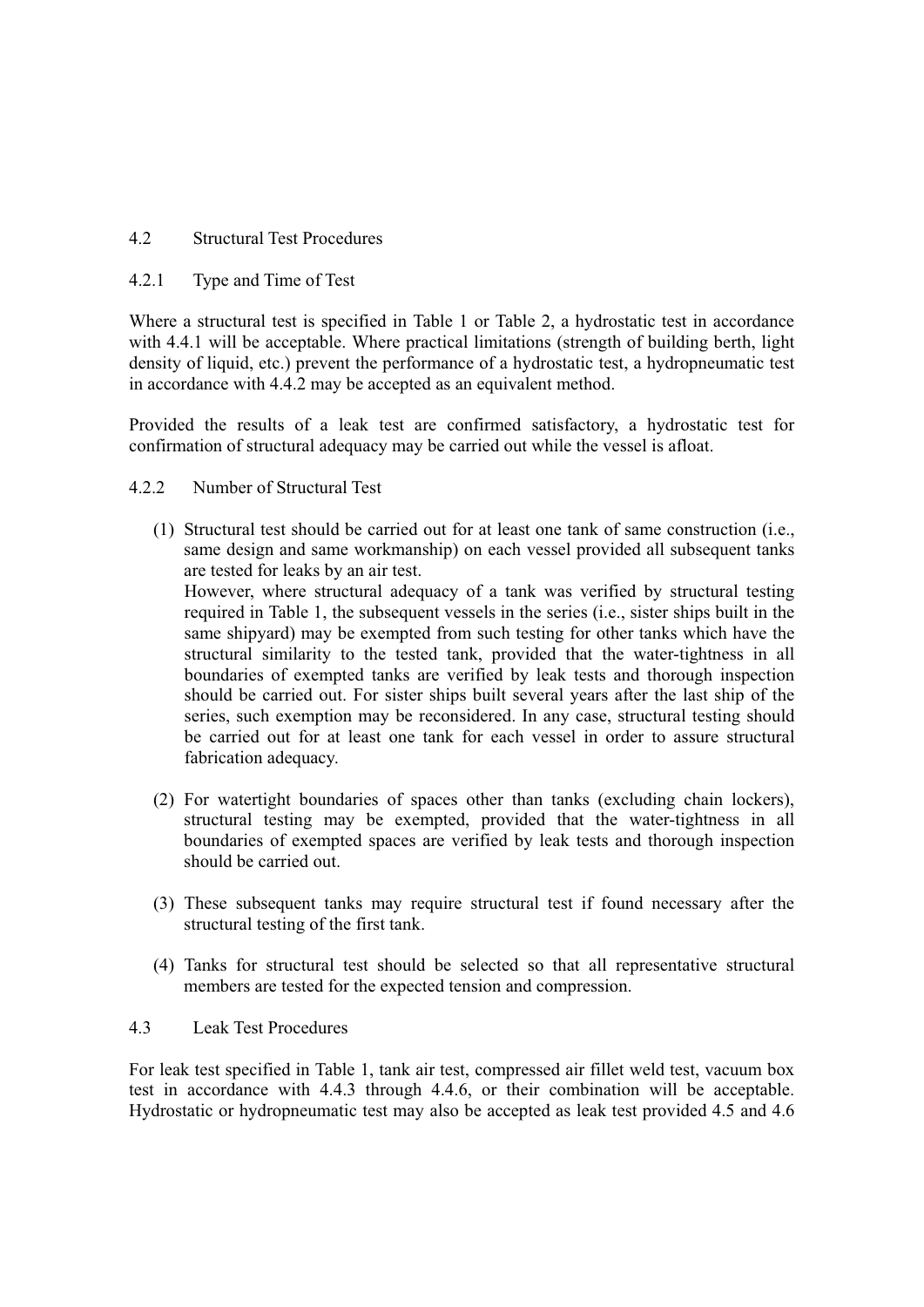### 4.2 Structural Test Procedures

#### 4.2.1 Type and Time of Test

Where a structural test is specified in Table 1 or Table 2, a hydrostatic test in accordance with 4.4.1 will be acceptable. Where practical limitations (strength of building berth, light density of liquid, etc.) prevent the performance of a hydrostatic test, a hydropneumatic test in accordance with 4.4.2 may be accepted as an equivalent method.

Provided the results of a leak test are confirmed satisfactory, a hydrostatic test for confirmation of structural adequacy may be carried out while the vessel is afloat.

#### 4.2.2 Number of Structural Test

(1) Structural test should be carried out for at least one tank of same construction (i.e., same design and same workmanship) on each vessel provided all subsequent tanks are tested for leaks by an air test.
However, where structural adequacy of a tank was verified by structural testing required in Table 1, the subsequent vessels in the series (i.e., sister ships built in the same shipyard) may be exempted from such testing for other tanks which have the structural similarity to the tested tank, provided that the water-tightness in all boundaries of exempted tanks are verified by leak tests and thorough inspection should be carried out. For sister ships built several years after the last ship of the series, such exemption may be reconsidered. In any case, structural testing should be carried out for at least one tank for each vessel in order to assure structural fabrication adequacy.

(2) For watertight boundaries of spaces other than tanks (excluding chain lockers), structural testing may be exempted, provided that the water-tightness in all boundaries of exempted spaces are verified by leak tests and thorough inspection should be carried out.

(3) These subsequent tanks may require structural test if found necessary after the structural testing of the first tank.

(4) Tanks for structural test should be selected so that all representative structural members are tested for the expected tension and compression.

### 4.3 Leak Test Procedures

For leak test specified in Table 1, tank air test, compressed air fillet weld test, vacuum box test in accordance with 4.4.3 through 4.4.6, or their combination will be acceptable. Hydrostatic or hydropneumatic test may also be accepted as leak test provided 4.5 and 4.6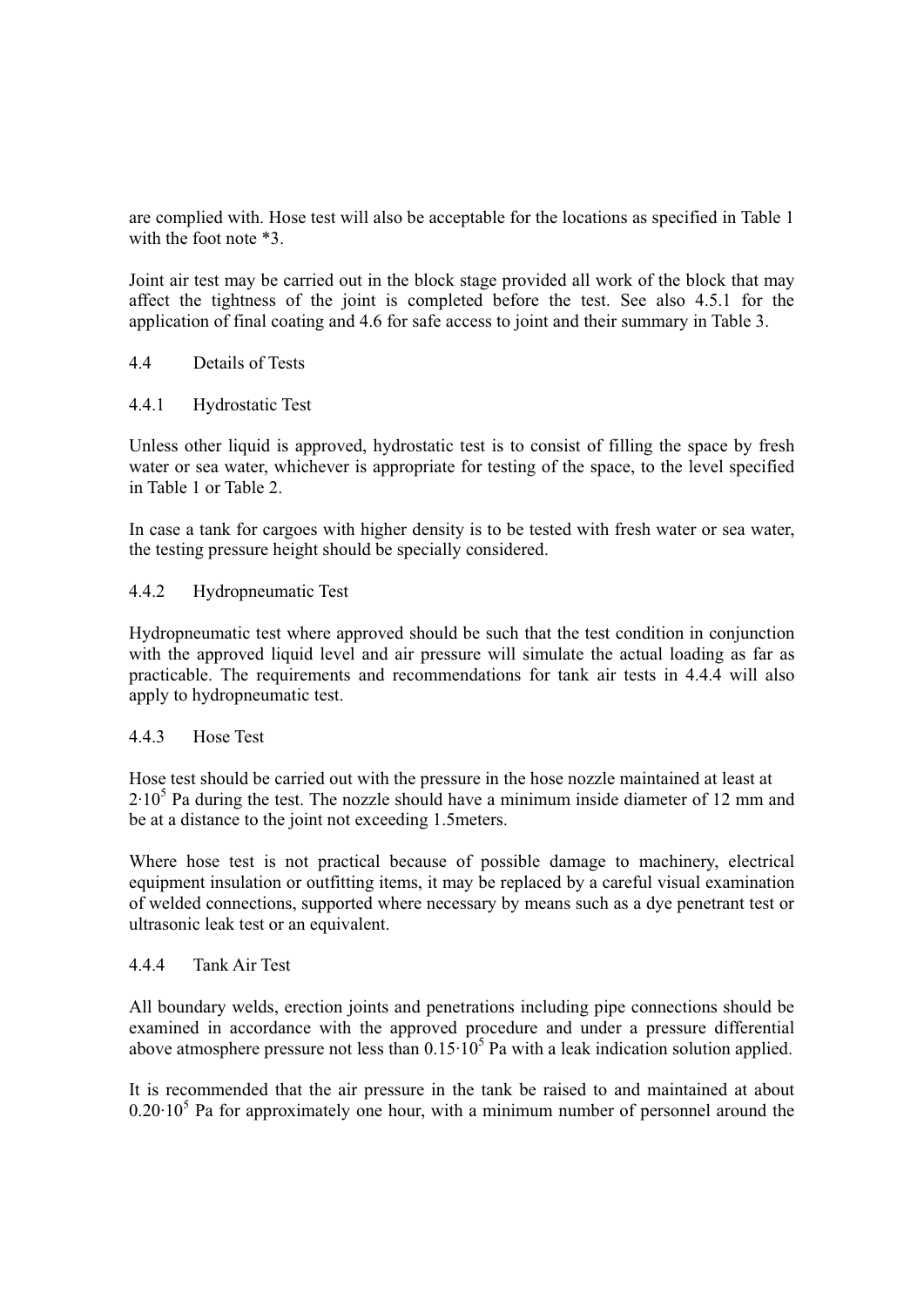are complied with. Hose test will also be acceptable for the locations as specified in Table 1 with the foot note *3.

Joint air test may be carried out in the block stage provided all work of the block that may affect the tightness of the joint is completed before the test. See also 4.5.1 for the application of final coating and 4.6 for safe access to joint and their summary in Table 3.

### 4.4 Details of Tests

#### 4.4.1 Hydrostatic Test

Unless other liquid is approved, hydrostatic test is to consist of filling the space by fresh water or sea water, whichever is appropriate for testing of the space, to the level specified in Table 1 or Table 2.

In case a tank for cargoes with higher density is to be tested with fresh water or sea water, the testing pressure height should be specially considered.

#### 4.4.2 Hydropneumatic Test

Hydropneumatic test where approved should be such that the test condition in conjunction with the approved liquid level and air pressure will simulate the actual loading as far as practicable. The requirements and recommendations for tank air tests in 4.4.4 will also apply to hydropneumatic test.

#### 4.4.3 Hose Test

Hose test should be carried out with the pressure in the hose nozzle maintained at least at $2 \cdot 10^5$ Pa during the test. The nozzle should have a minimum inside diameter of 12 mm and be at a distance to the joint not exceeding 1.5meters.

Where hose test is not practical because of possible damage to machinery, electrical equipment insulation or outfitting items, it may be replaced by a careful visual examination of welded connections, supported where necessary by means such as a dye penetrant test or ultrasonic leak test or an equivalent.

#### 4.4.4 Tank Air Test

All boundary welds, erection joints and penetrations including pipe connections should be examined in accordance with the approved procedure and under a pressure differential above atmosphere pressure not less than $0.15 \cdot 10^5$ Pa with a leak indication solution applied.

It is recommended that the air pressure in the tank be raised to and maintained at about $0.20 \cdot 10^5$ Pa for approximately one hour, with a minimum number of personnel around the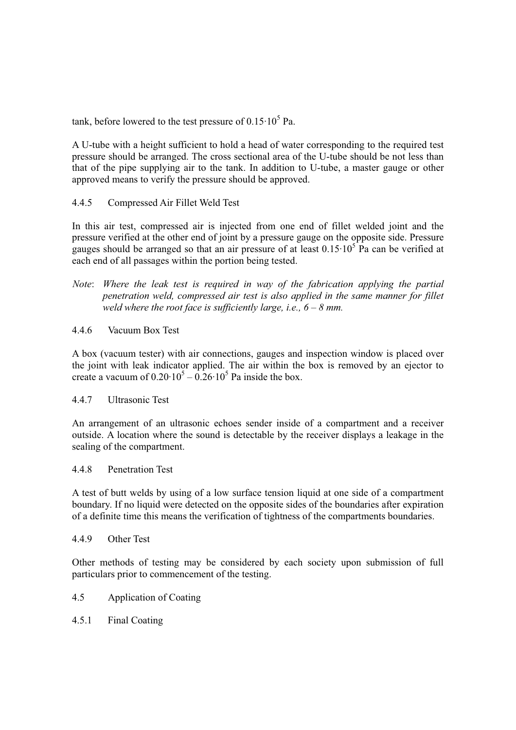tank, before lowered to the test pressure of $0.15 \cdot 10^5$ Pa.

A U-tube with a height sufficient to hold a head of water corresponding to the required test pressure should be arranged. The cross sectional area of the U-tube should be not less than that of the pipe supplying air to the tank. In addition to U-tube, a master gauge or other approved means to verify the pressure should be approved.

#### 4.4.5 Compressed Air Fillet Weld Test

In this air test, compressed air is injected from one end of fillet welded joint and the pressure verified at the other end of joint by a pressure gauge on the opposite side. Pressure gauges should be arranged so that an air pressure of at least $0.15 \cdot 10^5$ Pa can be verified at each end of all passages within the portion being tested.

*Note*: *Where the leak test is required in way of the fabrication applying the partial penetration weld, compressed air test is also applied in the same manner for fillet weld where the root face is sufficiently large, i.e., 6 – 8 mm.*

#### 4.4.6 Vacuum Box Test

A box (vacuum tester) with air connections, gauges and inspection window is placed over the joint with leak indicator applied. The air within the box is removed by an ejector to create a vacuum of $0.20 \cdot 10^5 - 0.26 \cdot 10^5$ Pa inside the box.

#### 4.4.7 Ultrasonic Test

An arrangement of an ultrasonic echoes sender inside of a compartment and a receiver outside. A location where the sound is detectable by the receiver displays a leakage in the sealing of the compartment.

#### 4.4.8 Penetration Test

A test of butt welds by using of a low surface tension liquid at one side of a compartment boundary. If no liquid were detected on the opposite sides of the boundaries after expiration of a definite time this means the verification of tightness of the compartments boundaries.

#### 4.4.9 Other Test

Other methods of testing may be considered by each society upon submission of full particulars prior to commencement of the testing.

### 4.5 Application of Coating

#### 4.5.1 Final Coating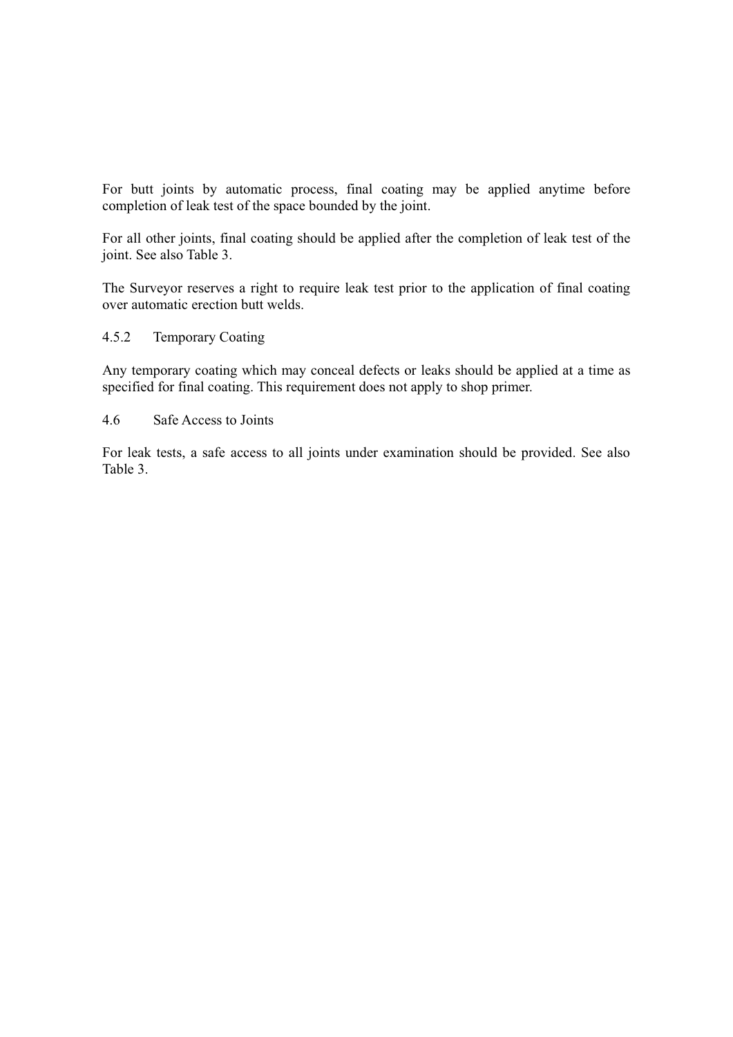For butt joints by automatic process, final coating may be applied anytime before completion of leak test of the space bounded by the joint.

For all other joints, final coating should be applied after the completion of leak test of the joint. See also Table 3.

The Surveyor reserves a right to require leak test prior to the application of final coating over automatic erection butt welds.

#### 4.5.2 Temporary Coating

Any temporary coating which may conceal defects or leaks should be applied at a time as specified for final coating. This requirement does not apply to shop primer.

### 4.6 Safe Access to Joints

For leak tests, a safe access to all joints under examination should be provided. See also Table 3.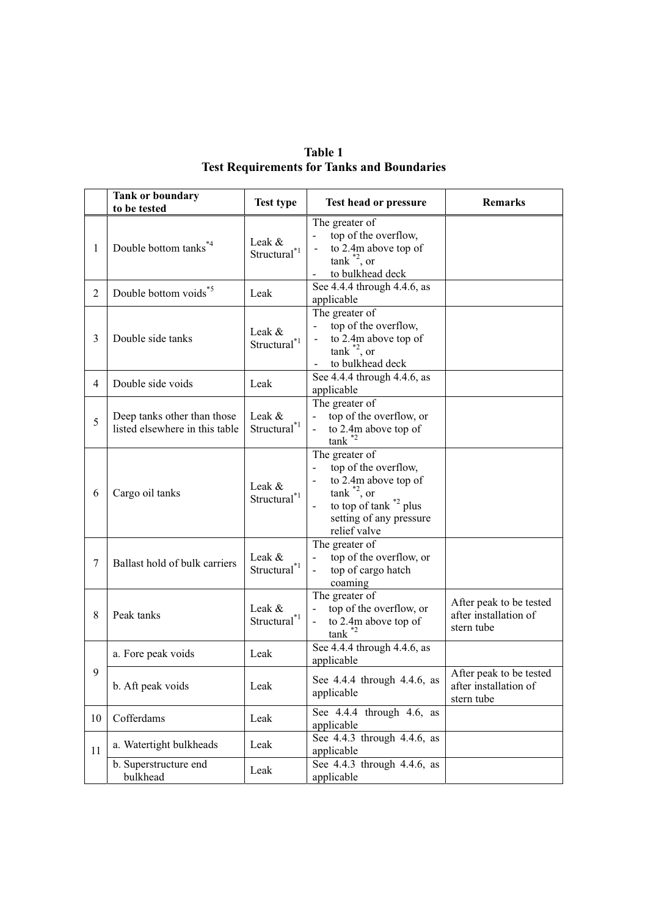**Table 1**
**Test Requirements for Tanks and Boundaries**

| | Tank or boundary to be tested | Test type | Test head or pressure | Remarks |
|---|---|---|---|---|
| 1 | Double bottom tanks[*4] | Leak & Structural[*1] | The greater of<br>- top of the overflow,<br>- to 2.4m above top of tank [*2], or<br>- to bulkhead deck | |
| 2 | Double bottom voids[*5] | Leak | See 4.4.4 through 4.4.6, as applicable | |
| 3 | Double side tanks | Leak & Structural[*1] | The greater of<br>- top of the overflow,<br>- to 2.4m above top of tank [*2], or<br>- to bulkhead deck | |
| 4 | Double side voids | Leak | See 4.4.4 through 4.4.6, as applicable | |
| 5 | Deep tanks other than those listed elsewhere in this table | Leak & Structural[*1] | The greater of<br>- top of the overflow, or<br>- to 2.4m above top of tank [*2] | |
| 6 | Cargo oil tanks | Leak & Structural[*1] | The greater of<br>- top of the overflow,<br>- to 2.4m above top of tank [*2], or<br>- to top of tank [*2] plus setting of any pressure relief valve | |
| 7 | Ballast hold of bulk carriers | Leak & Structural[*1] | The greater of<br>- top of the overflow, or<br>- top of cargo hatch coaming | |
| 8 | Peak tanks | Leak & Structural[*1] | The greater of<br>- top of the overflow, or<br>- to 2.4m above top of tank [*2] | After peak to be tested after installation of stern tube |
| 9 | a. Fore peak voids | Leak | See 4.4.4 through 4.4.6, as applicable | |
| | b. Aft peak voids | Leak | See 4.4.4 through 4.4.6, as applicable | After peak to be tested after installation of stern tube |
| 10 | Cofferdams | Leak | See 4.4.4 through 4.6, as applicable | |
| 11 | a. Watertight bulkheads | Leak | See 4.4.3 through 4.4.6, as applicable | |
| | b. Superstructure end bulkhead | Leak | See 4.4.3 through 4.4.6, as applicable | |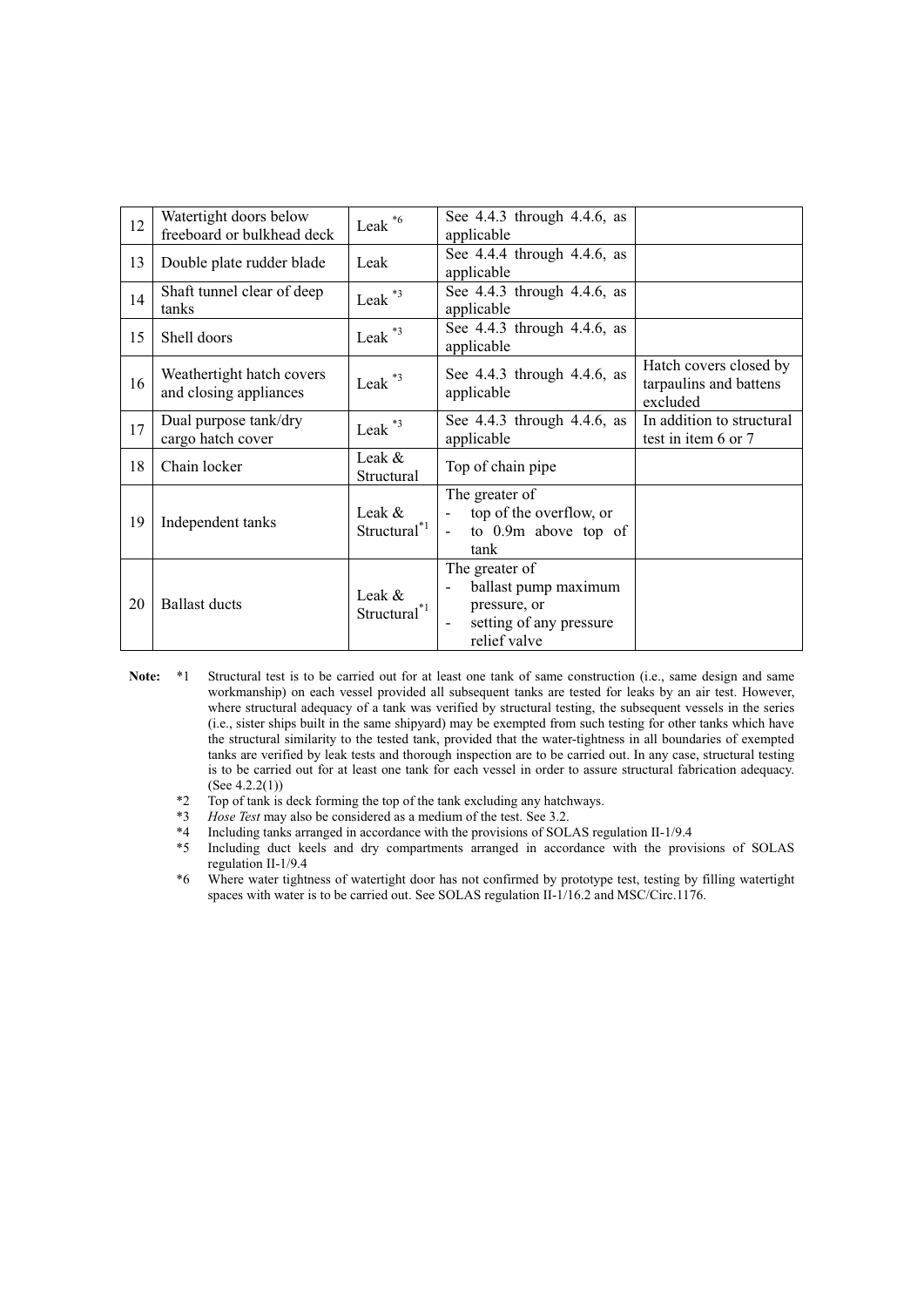| 12 | Watertight doors below freeboard or bulkhead deck | Leak *6 | See 4.4.3 through 4.4.6, as applicable | |
|---|---|---|---|---|
| 13 | Double plate rudder blade | Leak | See 4.4.4 through 4.4.6, as applicable | |
| 14 | Shaft tunnel clear of deep tanks | Leak *3 | See 4.4.3 through 4.4.6, as applicable | |
| 15 | Shell doors | Leak *3 | See 4.4.3 through 4.4.6, as applicable | |
| 16 | Weathertight hatch covers and closing appliances | Leak *3 | See 4.4.3 through 4.4.6, as applicable | Hatch covers closed by tarpaulins and battens excluded |
| 17 | Dual purpose tank/dry cargo hatch cover | Leak *3 | See 4.4.3 through 4.4.6, as applicable | In addition to structural test in item 6 or 7 |
| 18 | Chain locker | Leak & Structural | Top of chain pipe | |
| 19 | Independent tanks | Leak & Structural*1 | The greater of<br>- top of the overflow, or<br>- to 0.9m above top of tank | |
| 20 | Ballast ducts | Leak & Structural*1 | The greater of<br>- ballast pump maximum pressure, or<br>- setting of any pressure relief valve | |

**Note:**

*1 Structural test is to be carried out for at least one tank of same construction (i.e., same design and same workmanship) on each vessel provided all subsequent tanks are tested for leaks by an air test. However, where structural adequacy of a tank was verified by structural testing, the subsequent vessels in the series (i.e., sister ships built in the same shipyard) may be exempted from such testing for other tanks which have the structural similarity to the tested tank, provided that the water-tightness in all boundaries of exempted tanks are verified by leak tests and thorough inspection are to be carried out. In any case, structural testing is to be carried out for at least one tank for each vessel in order to assure structural fabrication adequacy. (See 4.2.2(1))

*2 Top of tank is deck forming the top of the tank excluding any hatchways.

*3 *Hose Test* may also be considered as a medium of the test. See 3.2.

*4 Including tanks arranged in accordance with the provisions of SOLAS regulation II-1/9.4

*5 Including duct keels and dry compartments arranged in accordance with the provisions of SOLAS regulation II-1/9.4

*6 Where water tightness of watertight door has not confirmed by prototype test, testing by filling watertight spaces with water is to be carried out. See SOLAS regulation II-1/16.2 and MSC/Circ.1176.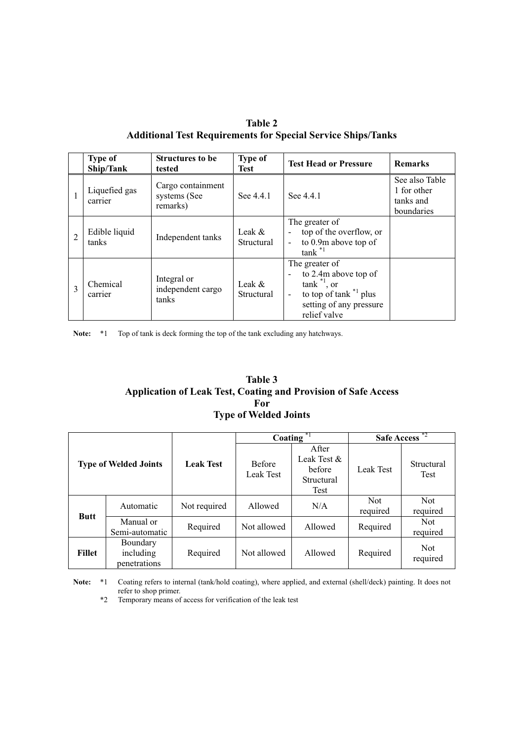## Table 2
## Additional Test Requirements for Special Service Ships/Tanks

| | Type of Ship/Tank | Structures to be tested | Type of Test | Test Head or Pressure | Remarks |
|---|---|---|---|---|---|
| 1 | Liquefied gas carrier | Cargo containment systems (See remarks) | See 4.4.1 | See 4.4.1 | See also Table 1 for other tanks and boundaries |
| 2 | Edible liquid tanks | Independent tanks | Leak & Structural | The greater of<br>- top of the overflow, or<br>- to 0.9m above top of tank [*1] | |
| 3 | Chemical carrier | Integral or independent cargo tanks | Leak & Structural | The greater of<br>- to 2.4m above top of tank [*1], or<br>- to top of tank [*1] plus setting of any pressure relief valve | |

**Note:** *1 Top of tank is deck forming the top of the tank excluding any hatchways.

## Table 3
## Application of Leak Test, Coating and Provision of Safe Access For Type of Welded Joints

| Type of Welded Joints | | Leak Test | Coating [*1] | | Safe Access [*2] | |
|---|---|---|---|---|---|---|
| | | | Before Leak Test | After Leak Test & before Structural Test | Leak Test | Structural Test |
| **Butt** | Automatic | Not required | Allowed | N/A | Not required | Not required |
| | Manual or Semi-automatic | Required | Not allowed | Allowed | Required | Not required |
| **Fillet** | Boundary including penetrations | Required | Not allowed | Allowed | Required | Not required |

**Note:** *1 Coating refers to internal (tank/hold coating), where applied, and external (shell/deck) painting. It does not refer to shop primer.
*2 Temporary means of access for verification of the leak test